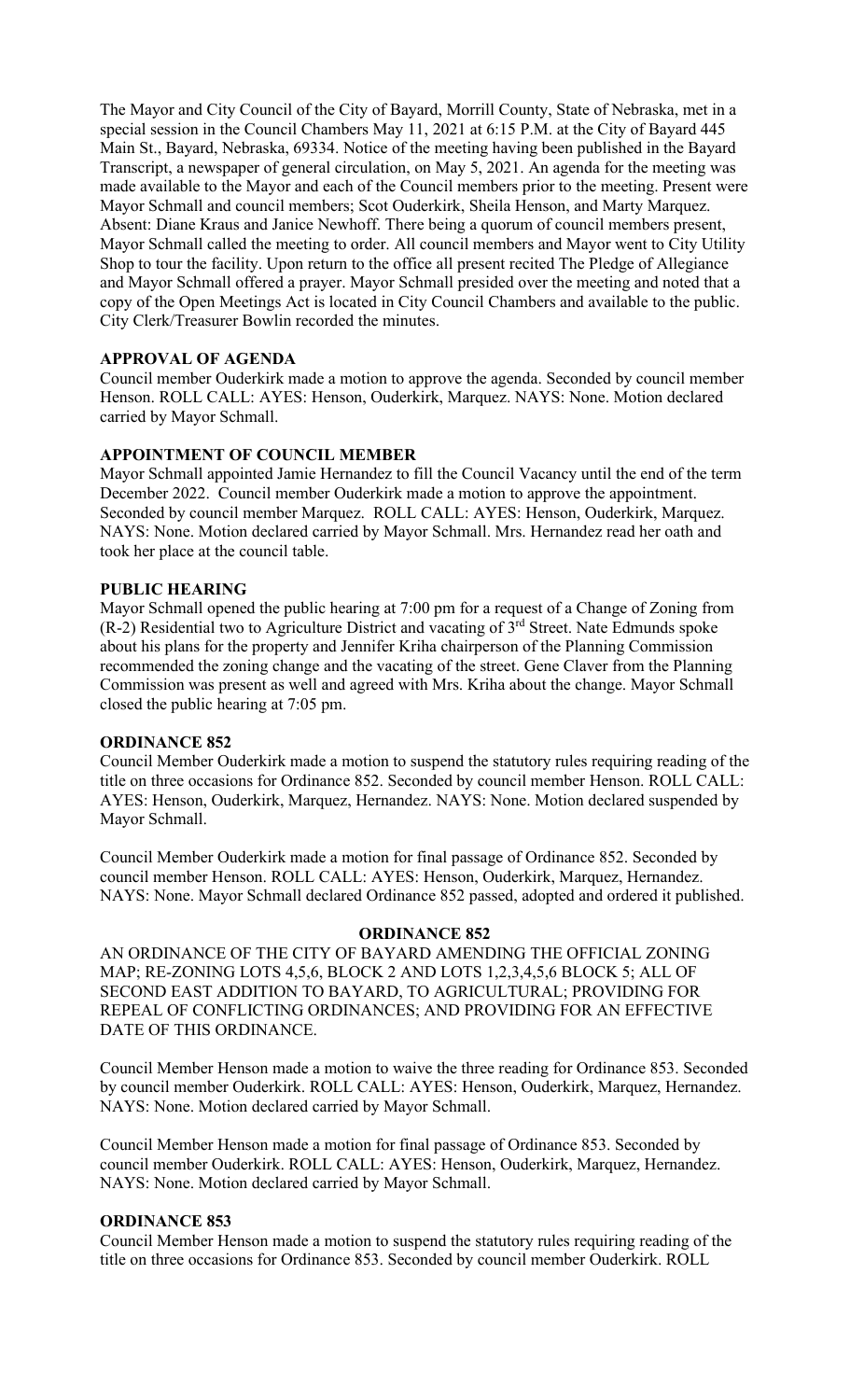The Mayor and City Council of the City of Bayard, Morrill County, State of Nebraska, met in a special session in the Council Chambers May 11, 2021 at 6:15 P.M. at the City of Bayard 445 Main St., Bayard, Nebraska, 69334. Notice of the meeting having been published in the Bayard Transcript, a newspaper of general circulation, on May 5, 2021. An agenda for the meeting was made available to the Mayor and each of the Council members prior to the meeting. Present were Mayor Schmall and council members; Scot Ouderkirk, Sheila Henson, and Marty Marquez. Absent: Diane Kraus and Janice Newhoff. There being a quorum of council members present, Mayor Schmall called the meeting to order. All council members and Mayor went to City Utility Shop to tour the facility. Upon return to the office all present recited The Pledge of Allegiance and Mayor Schmall offered a prayer. Mayor Schmall presided over the meeting and noted that a copy of the Open Meetings Act is located in City Council Chambers and available to the public. City Clerk/Treasurer Bowlin recorded the minutes.

**APPROVAL OF AGENDA**

Council member Ouderkirk made a motion to approve the agenda. Seconded by council member Henson. ROLL CALL: AYES: Henson, Ouderkirk, Marquez. NAYS: None. Motion declared carried by Mayor Schmall.

**APPOINTMENT OF COUNCIL MEMBER**

Mayor Schmall appointed Jamie Hernandez to fill the Council Vacancy until the end of the term December 2022. Council member Ouderkirk made a motion to approve the appointment. Seconded by council member Marquez. ROLL CALL: AYES: Henson, Ouderkirk, Marquez. NAYS: None. Motion declared carried by Mayor Schmall. Mrs. Hernandez read her oath and took her place at the council table.

**PUBLIC HEARING**

Mayor Schmall opened the public hearing at 7:00 pm for a request of a Change of Zoning from (R-2) Residential two to Agriculture District and vacating of 3rd Street. Nate Edmunds spoke about his plans for the property and Jennifer Kriha chairperson of the Planning Commission recommended the zoning change and the vacating of the street. Gene Claver from the Planning Commission was present as well and agreed with Mrs. Kriha about the change. Mayor Schmall closed the public hearing at 7:05 pm.

**ORDINANCE 852**

Council Member Ouderkirk made a motion to suspend the statutory rules requiring reading of the title on three occasions for Ordinance 852. Seconded by council member Henson. ROLL CALL: AYES: Henson, Ouderkirk, Marquez, Hernandez. NAYS: None. Motion declared suspended by Mayor Schmall.

Council Member Ouderkirk made a motion for final passage of Ordinance 852. Seconded by council member Henson. ROLL CALL: AYES: Henson, Ouderkirk, Marquez, Hernandez. NAYS: None. Mayor Schmall declared Ordinance 852 passed, adopted and ordered it published.

**ORDINANCE 852**

AN ORDINANCE OF THE CITY OF BAYARD AMENDING THE OFFICIAL ZONING MAP; RE-ZONING LOTS 4,5,6, BLOCK 2 AND LOTS 1,2,3,4,5,6 BLOCK 5; ALL OF SECOND EAST ADDITION TO BAYARD, TO AGRICULTURAL; PROVIDING FOR REPEAL OF CONFLICTING ORDINANCES; AND PROVIDING FOR AN EFFECTIVE DATE OF THIS ORDINANCE.

Council Member Henson made a motion to waive the three reading for Ordinance 853. Seconded by council member Ouderkirk. ROLL CALL: AYES: Henson, Ouderkirk, Marquez, Hernandez. NAYS: None. Motion declared carried by Mayor Schmall.

Council Member Henson made a motion for final passage of Ordinance 853. Seconded by council member Ouderkirk. ROLL CALL: AYES: Henson, Ouderkirk, Marquez, Hernandez. NAYS: None. Motion declared carried by Mayor Schmall.

**ORDINANCE 853**

Council Member Henson made a motion to suspend the statutory rules requiring reading of the title on three occasions for Ordinance 853. Seconded by council member Ouderkirk. ROLL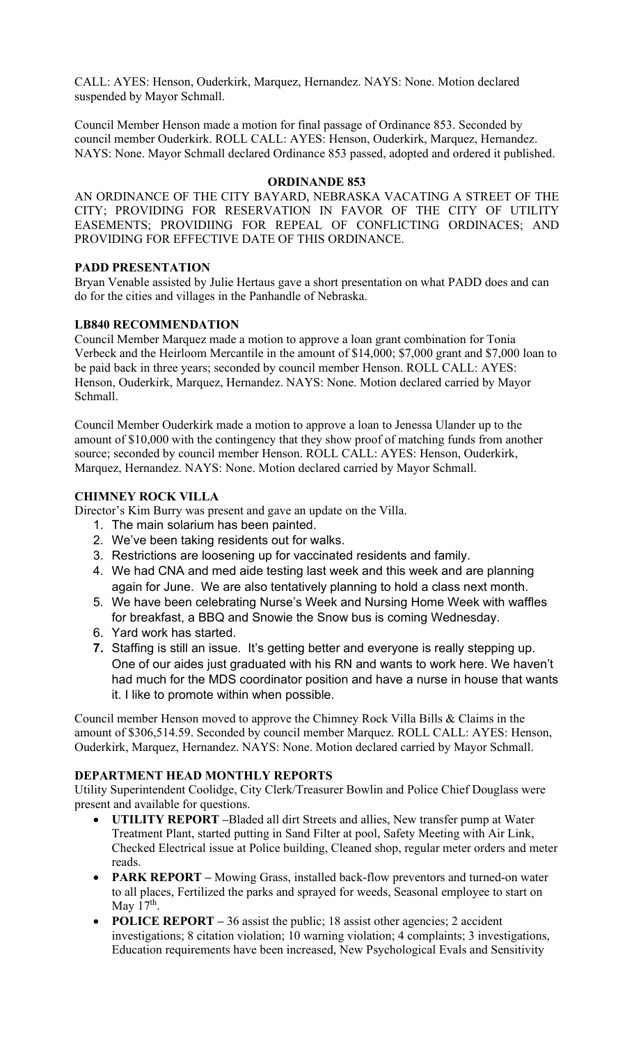CALL: AYES: Henson, Ouderkirk, Marquez, Hernandez. NAYS: None. Motion declared suspended by Mayor Schmall.

Council Member Henson made a motion for final passage of Ordinance 853. Seconded by council member Ouderkirk. ROLL CALL: AYES: Henson, Ouderkirk, Marquez, Hernandez. NAYS: None. Mayor Schmall declared Ordinance 853 passed, adopted and ordered it published.

**ORDINANDE 853**

AN ORDINANCE OF THE CITY BAYARD, NEBRASKA VACATING A STREET OF THE CITY; PROVIDING FOR RESERVATION IN FAVOR OF THE CITY OF UTILITY EASEMENTS; PROVIDIING FOR REPEAL OF CONFLICTING ORDINACES; AND PROVIDING FOR EFFECTIVE DATE OF THIS ORDINANCE.

**PADD PRESENTATION**

Bryan Venable assisted by Julie Hertaus gave a short presentation on what PADD does and can do for the cities and villages in the Panhandle of Nebraska.

**LB840 RECOMMENDATION**

Council Member Marquez made a motion to approve a loan grant combination for Tonia Verbeck and the Heirloom Mercantile in the amount of $14,000; $7,000 grant and $7,000 loan to be paid back in three years; seconded by council member Henson. ROLL CALL: AYES: Henson, Ouderkirk, Marquez, Hernandez. NAYS: None. Motion declared carried by Mayor Schmall.

Council Member Ouderkirk made a motion to approve a loan to Jenessa Ulander up to the amount of $10,000 with the contingency that they show proof of matching funds from another source; seconded by council member Henson. ROLL CALL: AYES: Henson, Ouderkirk, Marquez, Hernandez. NAYS: None. Motion declared carried by Mayor Schmall.

**CHIMNEY ROCK VILLA**

Director's Kim Burry was present and gave an update on the Villa.

1. The main solarium has been painted.
2. We've been taking residents out for walks.
3. Restrictions are loosening up for vaccinated residents and family.
4. We had CNA and med aide testing last week and this week and are planning again for June. We are also tentatively planning to hold a class next month.
5. We have been celebrating Nurse's Week and Nursing Home Week with waffles for breakfast, a BBQ and Snowie the Snow bus is coming Wednesday.
6. Yard work has started.
7. Staffing is still an issue. It's getting better and everyone is really stepping up. One of our aides just graduated with his RN and wants to work here. We haven't had much for the MDS coordinator position and have a nurse in house that wants it. I like to promote within when possible.

Council member Henson moved to approve the Chimney Rock Villa Bills & Claims in the amount of $306,514.59. Seconded by council member Marquez. ROLL CALL: AYES: Henson, Ouderkirk, Marquez, Hernandez. NAYS: None. Motion declared carried by Mayor Schmall.

**DEPARTMENT HEAD MONTHLY REPORTS**

Utility Superintendent Coolidge, City Clerk/Treasurer Bowlin and Police Chief Douglass were present and available for questions.

- **UTILITY REPORT** –Bladed all dirt Streets and allies, New transfer pump at Water Treatment Plant, started putting in Sand Filter at pool, Safety Meeting with Air Link, Checked Electrical issue at Police building, Cleaned shop, regular meter orders and meter reads.
- **PARK REPORT** – Mowing Grass, installed back-flow preventors and turned-on water to all places, Fertilized the parks and sprayed for weeds, Seasonal employee to start on May 17th.
- **POLICE REPORT** – 36 assist the public; 18 assist other agencies; 2 accident investigations; 8 citation violation; 10 warning violation; 4 complaints; 3 investigations, Education requirements have been increased, New Psychological Evals and Sensitivity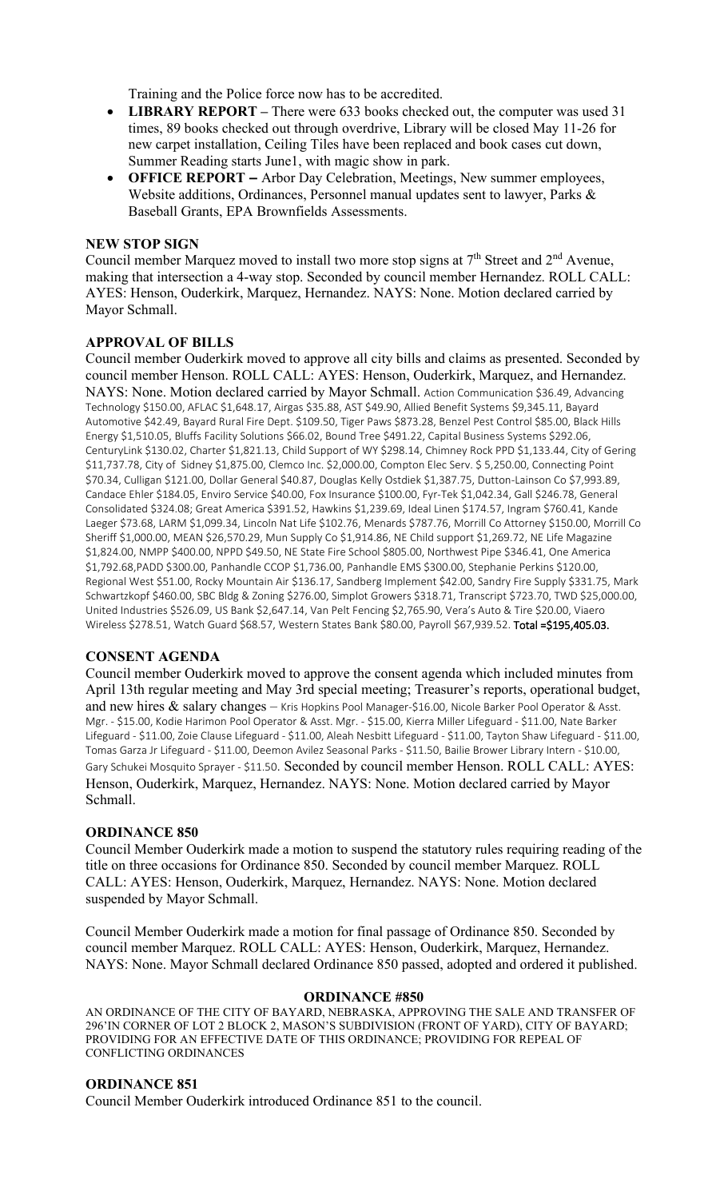Training and the Police force now has to be accredited.

- **LIBRARY REPORT –** There were 633 books checked out, the computer was used 31 times, 89 books checked out through overdrive, Library will be closed May 11-26 for new carpet installation, Ceiling Tiles have been replaced and book cases cut down, Summer Reading starts June1, with magic show in park.
- **OFFICE REPORT –** Arbor Day Celebration, Meetings, New summer employees, Website additions, Ordinances, Personnel manual updates sent to lawyer, Parks & Baseball Grants, EPA Brownfields Assessments.

**NEW STOP SIGN**

Council member Marquez moved to install two more stop signs at 7th Street and 2nd Avenue, making that intersection a 4-way stop. Seconded by council member Hernandez. ROLL CALL: AYES: Henson, Ouderkirk, Marquez, Hernandez. NAYS: None. Motion declared carried by Mayor Schmall.

**APPROVAL OF BILLS**

Council member Ouderkirk moved to approve all city bills and claims as presented. Seconded by council member Henson. ROLL CALL: AYES: Henson, Ouderkirk, Marquez, and Hernandez. NAYS: None. Motion declared carried by Mayor Schmall. Action Communication $36.49, Advancing Technology $150.00, AFLAC $1,648.17, Airgas $35.88, AST $49.90, Allied Benefit Systems $9,345.11, Bayard Automotive $42.49, Bayard Rural Fire Dept. $109.50, Tiger Paws $873.28, Benzel Pest Control $85.00, Black Hills Energy $1,510.05, Bluffs Facility Solutions $66.02, Bound Tree $491.22, Capital Business Systems $292.06, CenturyLink $130.02, Charter $1,821.13, Child Support of WY $298.14, Chimney Rock PPD $1,133.44, City of Gering $11,737.78, City of Sidney $1,875.00, Clemco Inc. $2,000.00, Compton Elec Serv. $ 5,250.00, Connecting Point $70.34, Culligan $121.00, Dollar General $40.87, Douglas Kelly Ostdiek $1,387.75, Dutton-Lainson Co $7,993.89, Candace Ehler $184.05, Enviro Service $40.00, Fox Insurance $100.00, Fyr-Tek $1,042.34, Gall $246.78, General Consolidated $324.08; Great America $391.52, Hawkins $1,239.69, Ideal Linen $174.57, Ingram $760.41, Kande Laeger $73.68, LARM $1,099.34, Lincoln Nat Life $102.76, Menards $787.76, Morrill Co Attorney $150.00, Morrill Co Sheriff $1,000.00, MEAN $26,570.29, Mun Supply Co $1,914.86, NE Child support $1,269.72, NE Life Magazine $1,824.00, NMPP $400.00, NPPD $49.50, NE State Fire School $805.00, Northwest Pipe $346.41, One America $1,792.68,PADD $300.00, Panhandle CCOP $1,736.00, Panhandle EMS $300.00, Stephanie Perkins $120.00, Regional West $51.00, Rocky Mountain Air $136.17, Sandberg Implement $42.00, Sandry Fire Supply $331.75, Mark Schwartzkopf $460.00, SBC Bldg & Zoning $276.00, Simplot Growers $318.71, Transcript $723.70, TWD $25,000.00, United Industries $526.09, US Bank $2,647.14, Van Pelt Fencing $2,765.90, Vera's Auto & Tire $20.00, Viaero Wireless $278.51, Watch Guard $68.57, Western States Bank $80.00, Payroll $67,939.52. **Total =$195,405.03.**

**CONSENT AGENDA**

Council member Ouderkirk moved to approve the consent agenda which included minutes from April 13th regular meeting and May 3rd special meeting; Treasurer's reports, operational budget, and new hires & salary changes – Kris Hopkins Pool Manager-$16.00, Nicole Barker Pool Operator & Asst. Mgr. - $15.00, Kodie Harimon Pool Operator & Asst. Mgr. - $15.00, Kierra Miller Lifeguard - $11.00, Nate Barker Lifeguard - $11.00, Zoie Clause Lifeguard - $11.00, Aleah Nesbitt Lifeguard - $11.00, Tayton Shaw Lifeguard - $11.00, Tomas Garza Jr Lifeguard - $11.00, Deemon Avilez Seasonal Parks - $11.50, Bailie Brower Library Intern - $10.00, Gary Schukei Mosquito Sprayer - $11.50. Seconded by council member Henson. ROLL CALL: AYES: Henson, Ouderkirk, Marquez, Hernandez. NAYS: None. Motion declared carried by Mayor Schmall.

**ORDINANCE 850**

Council Member Ouderkirk made a motion to suspend the statutory rules requiring reading of the title on three occasions for Ordinance 850. Seconded by council member Marquez. ROLL CALL: AYES: Henson, Ouderkirk, Marquez, Hernandez. NAYS: None. Motion declared suspended by Mayor Schmall.

Council Member Ouderkirk made a motion for final passage of Ordinance 850. Seconded by council member Marquez. ROLL CALL: AYES: Henson, Ouderkirk, Marquez, Hernandez. NAYS: None. Mayor Schmall declared Ordinance 850 passed, adopted and ordered it published.

**ORDINANCE #850**

AN ORDINANCE OF THE CITY OF BAYARD, NEBRASKA, APPROVING THE SALE AND TRANSFER OF 296'IN CORNER OF LOT 2 BLOCK 2, MASON'S SUBDIVISION (FRONT OF YARD), CITY OF BAYARD; PROVIDING FOR AN EFFECTIVE DATE OF THIS ORDINANCE; PROVIDING FOR REPEAL OF CONFLICTING ORDINANCES

**ORDINANCE 851**

Council Member Ouderkirk introduced Ordinance 851 to the council.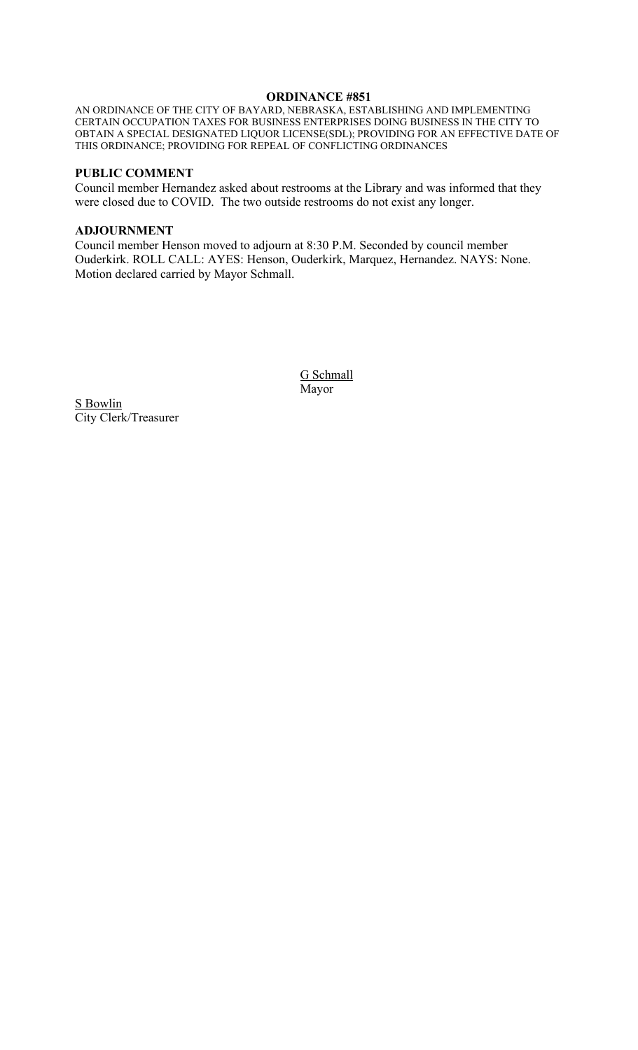**ORDINANCE #851**

AN ORDINANCE OF THE CITY OF BAYARD, NEBRASKA, ESTABLISHING AND IMPLEMENTING CERTAIN OCCUPATION TAXES FOR BUSINESS ENTERPRISES DOING BUSINESS IN THE CITY TO OBTAIN A SPECIAL DESIGNATED LIQUOR LICENSE(SDL); PROVIDING FOR AN EFFECTIVE DATE OF THIS ORDINANCE; PROVIDING FOR REPEAL OF CONFLICTING ORDINANCES

**PUBLIC COMMENT**

Council member Hernandez asked about restrooms at the Library and was informed that they were closed due to COVID. The two outside restrooms do not exist any longer.

**ADJOURNMENT**

Council member Henson moved to adjourn at 8:30 P.M. Seconded by council member Ouderkirk. ROLL CALL: AYES: Henson, Ouderkirk, Marquez, Hernandez. NAYS: None. Motion declared carried by Mayor Schmall.

G Schmall
Mayor

S Bowlin
City Clerk/Treasurer